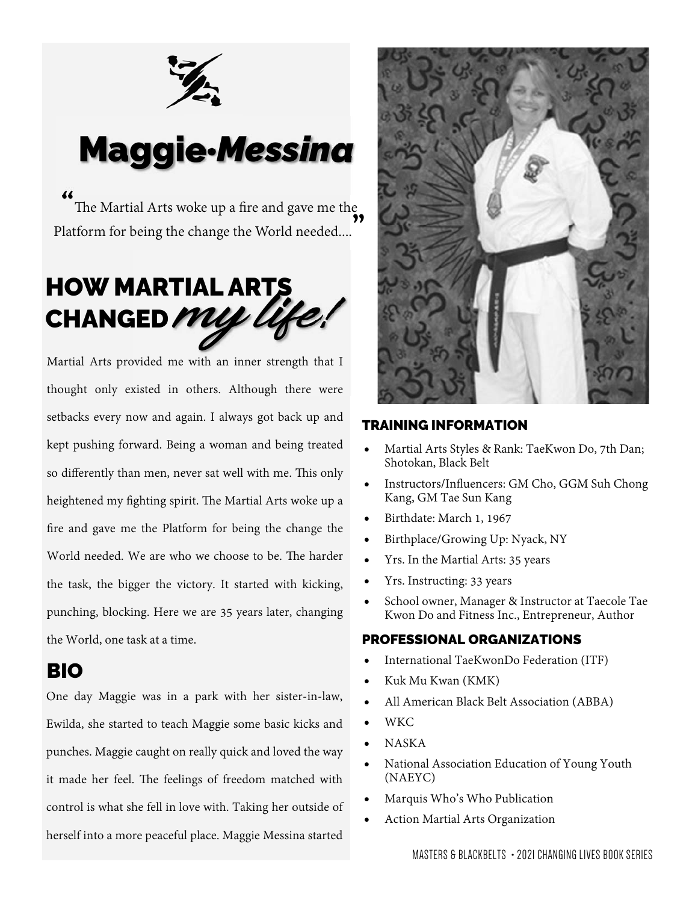# Maggie Messina

> "The Martial Arts woke up a fire and gave me the Platform for being the change the World needed...."

## HOW MARTIAL ARTS CHANGED *my life!*

Martial Arts provided me with an inner strength that I thought only existed in others. Although there were setbacks every now and again. I always got back up and kept pushing forward. Being a woman and being treated so differently than men, never sat well with me. This only heightened my fighting spirit. The Martial Arts woke up a fire and gave me the Platform for being the change the World needed. We are who we choose to be. The harder the task, the bigger the victory. It started with kicking, punching, blocking. Here we are 35 years later, changing the World, one task at a time.

## BIO

One day Maggie was in a park with her sister-in-law, Ewilda, she started to teach Maggie some basic kicks and punches. Maggie caught on really quick and loved the way it made her feel. The feelings of freedom matched with control is what she fell in love with. Taking her outside of herself into a more peaceful place. Maggie Messina started

### TRAINING INFORMATION

- Martial Arts Styles & Rank: TaeKwon Do, 7th Dan; Shotokan, Black Belt
- Instructors/Influencers: GM Cho, GGM Suh Chong Kang, GM Tae Sun Kang
- Birthdate: March 1, 1967
- Birthplace/Growing Up: Nyack, NY
- Yrs. In the Martial Arts: 35 years
- Yrs. Instructing: 33 years
- School owner, Manager & Instructor at Taecole Tae Kwon Do and Fitness Inc., Entrepreneur, Author

### PROFESSIONAL ORGANIZATIONS

- International TaeKwonDo Federation (ITF)
- Kuk Mu Kwan (KMK)
- All American Black Belt Association (ABBA)
- WKC
- NASKA
- National Association Education of Young Youth (NAEYC)
- Marquis Who's Who Publication
- Action Martial Arts Organization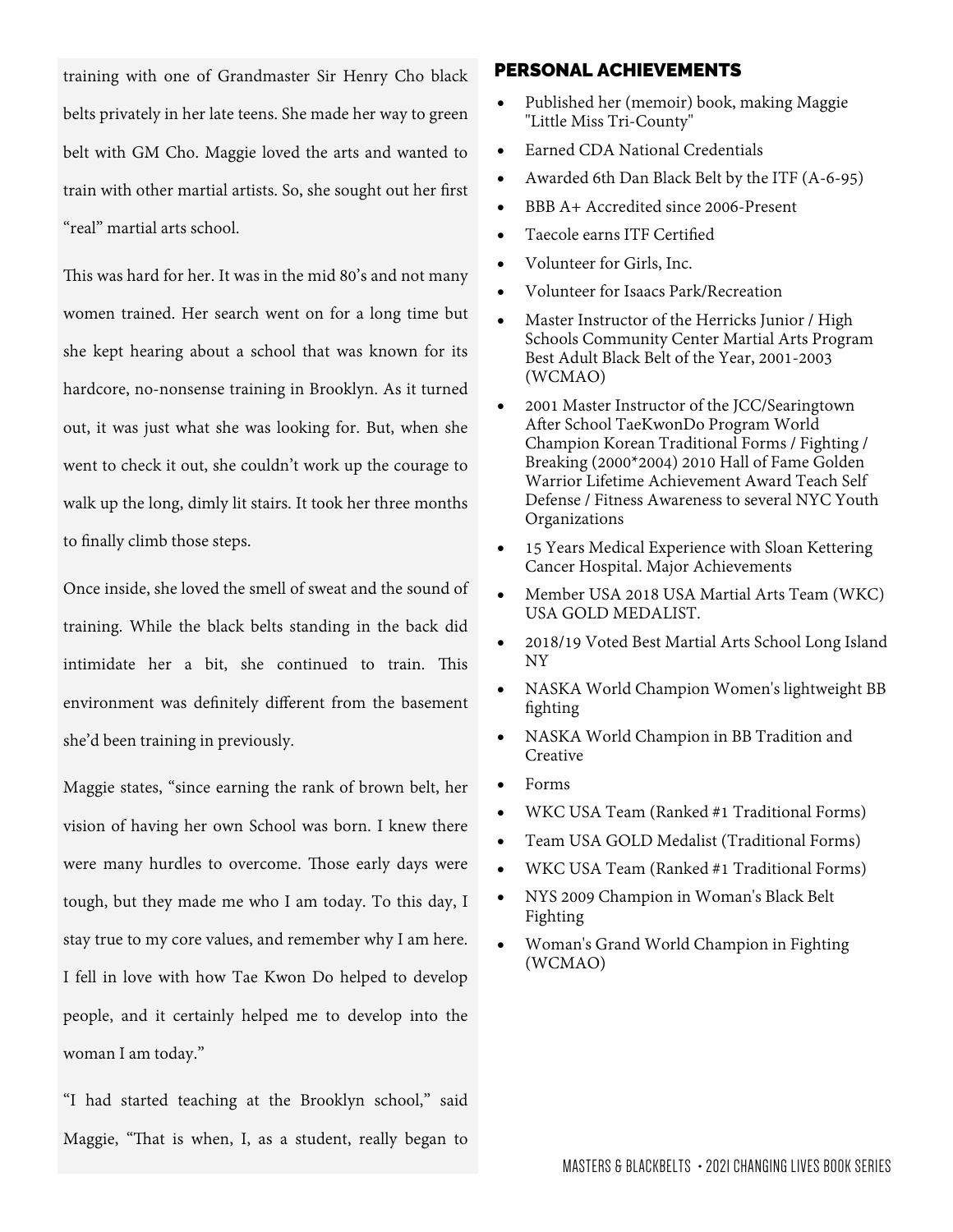training with one of Grandmaster Sir Henry Cho black belts privately in her late teens. She made her way to green belt with GM Cho. Maggie loved the arts and wanted to train with other martial artists. So, she sought out her first "real" martial arts school.

This was hard for her. It was in the mid 80's and not many women trained. Her search went on for a long time but she kept hearing about a school that was known for its hardcore, no-nonsense training in Brooklyn. As it turned out, it was just what she was looking for. But, when she went to check it out, she couldn't work up the courage to walk up the long, dimly lit stairs. It took her three months to finally climb those steps.

Once inside, she loved the smell of sweat and the sound of training. While the black belts standing in the back did intimidate her a bit, she continued to train. This environment was definitely different from the basement she'd been training in previously.

Maggie states, "since earning the rank of brown belt, her vision of having her own School was born. I knew there were many hurdles to overcome. Those early days were tough, but they made me who I am today. To this day, I stay true to my core values, and remember why I am here. I fell in love with how Tae Kwon Do helped to develop people, and it certainly helped me to develop into the woman I am today."

"I had started teaching at the Brooklyn school," said Maggie, "That is when, I, as a student, really began to

## PERSONAL ACHIEVEMENTS

- Published her (memoir) book, making Maggie "Little Miss Tri-County"
- Earned CDA National Credentials
- Awarded 6th Dan Black Belt by the ITF (A-6-95)
- BBB A+ Accredited since 2006-Present
- Taecole earns ITF Certified
- Volunteer for Girls, Inc.
- Volunteer for Isaacs Park/Recreation
- Master Instructor of the Herricks Junior / High Schools Community Center Martial Arts Program Best Adult Black Belt of the Year, 2001-2003 (WCMAO)
- 2001 Master Instructor of the JCC/Searingtown After School TaeKwonDo Program World Champion Korean Traditional Forms / Fighting / Breaking (2000*2004) 2010 Hall of Fame Golden Warrior Lifetime Achievement Award Teach Self Defense / Fitness Awareness to several NYC Youth Organizations
- 15 Years Medical Experience with Sloan Kettering Cancer Hospital. Major Achievements
- Member USA 2018 USA Martial Arts Team (WKC) USA GOLD MEDALIST.
- 2018/19 Voted Best Martial Arts School Long Island NY
- NASKA World Champion Women's lightweight BB fighting
- NASKA World Champion in BB Tradition and Creative
- Forms
- WKC USA Team (Ranked #1 Traditional Forms)
- Team USA GOLD Medalist (Traditional Forms)
- WKC USA Team (Ranked #1 Traditional Forms)
- NYS 2009 Champion in Woman's Black Belt Fighting
- Woman's Grand World Champion in Fighting (WCMAO)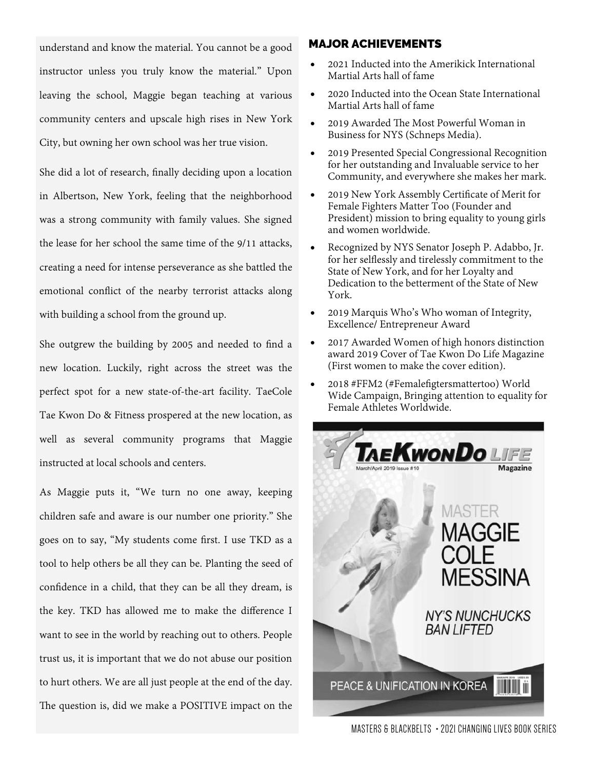understand and know the material. You cannot be a good instructor unless you truly know the material." Upon leaving the school, Maggie began teaching at various community centers and upscale high rises in New York City, but owning her own school was her true vision.

She did a lot of research, finally deciding upon a location in Albertson, New York, feeling that the neighborhood was a strong community with family values. She signed the lease for her school the same time of the 9/11 attacks, creating a need for intense perseverance as she battled the emotional conflict of the nearby terrorist attacks along with building a school from the ground up.

She outgrew the building by 2005 and needed to find a new location. Luckily, right across the street was the perfect spot for a new state-of-the-art facility. TaeCole Tae Kwon Do & Fitness prospered at the new location, as well as several community programs that Maggie instructed at local schools and centers.

As Maggie puts it, "We turn no one away, keeping children safe and aware is our number one priority." She goes on to say, "My students come first. I use TKD as a tool to help others be all they can be. Planting the seed of confidence in a child, that they can be all they dream, is the key. TKD has allowed me to make the difference I want to see in the world by reaching out to others. People trust us, it is important that we do not abuse our position to hurt others. We are all just people at the end of the day. The question is, did we make a POSITIVE impact on the

## MAJOR ACHIEVEMENTS

- 2021 Inducted into the Amerikick International Martial Arts hall of fame
- 2020 Inducted into the Ocean State International Martial Arts hall of fame
- 2019 Awarded The Most Powerful Woman in Business for NYS (Schneps Media).
- 2019 Presented Special Congressional Recognition for her outstanding and Invaluable service to her Community, and everywhere she makes her mark.
- 2019 New York Assembly Certificate of Merit for Female Fighters Matter Too (Founder and President) mission to bring equality to young girls and women worldwide.
- Recognized by NYS Senator Joseph P. Adabbo, Jr. for her selflessly and tirelessly commitment to the State of New York, and for her Loyalty and Dedication to the betterment of the State of New York.
- 2019 Marquis Who's Who woman of Integrity, Excellence/ Entrepreneur Award
- 2017 Awarded Women of high honors distinction award 2019 Cover of Tae Kwon Do Life Magazine (First women to make the cover edition).
- 2018 #FFM2 (#Femalefigtersmattertoo) World Wide Campaign, Bringing attention to equality for Female Athletes Worldwide.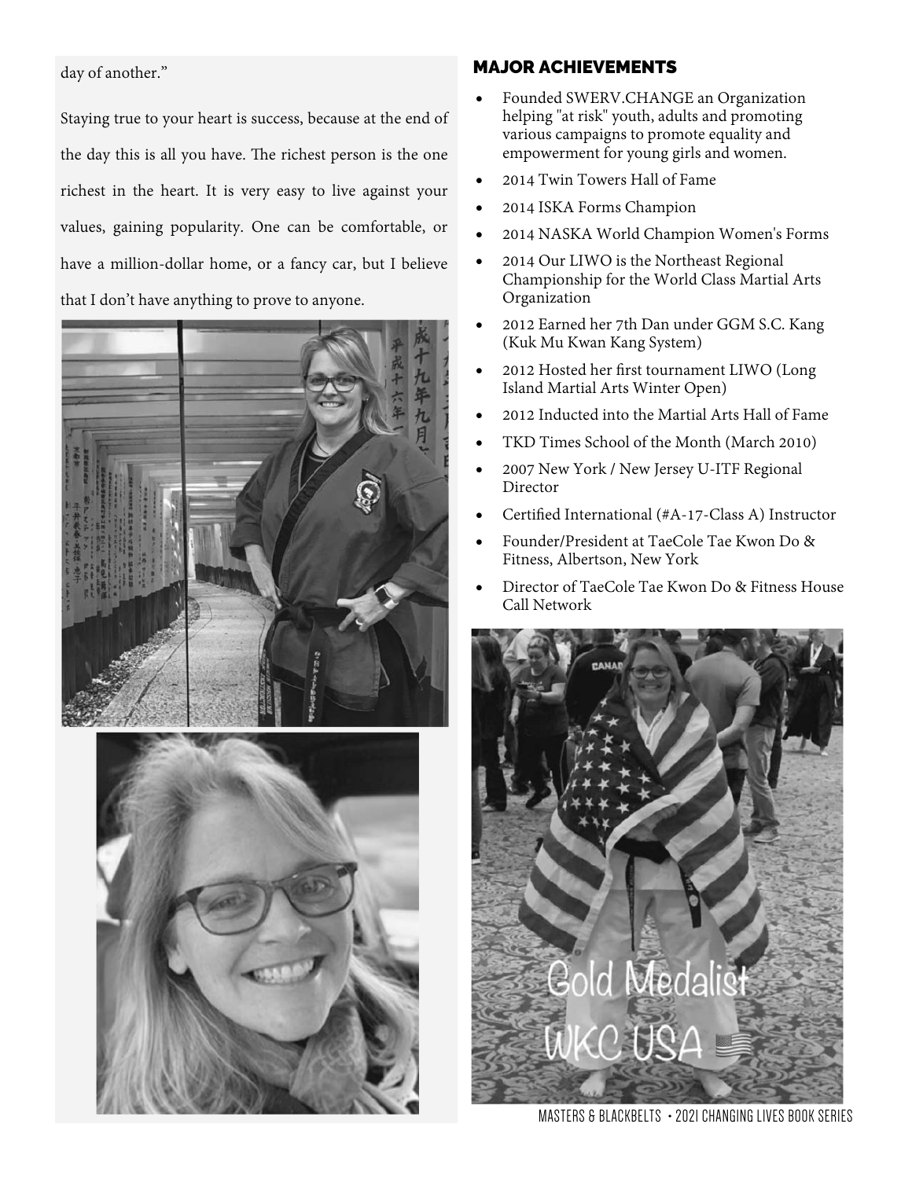day of another."

Staying true to your heart is success, because at the end of the day this is all you have. The richest person is the one richest in the heart. It is very easy to live against your values, gaining popularity. One can be comfortable, or have a million-dollar home, or a fancy car, but I believe that I don't have anything to prove to anyone.

## MAJOR ACHIEVEMENTS

- Founded SWERV.CHANGE an Organization helping "at risk" youth, adults and promoting various campaigns to promote equality and empowerment for young girls and women.
- 2014 Twin Towers Hall of Fame
- 2014 ISKA Forms Champion
- 2014 NASKA World Champion Women's Forms
- 2014 Our LIWO is the Northeast Regional Championship for the World Class Martial Arts Organization
- 2012 Earned her 7th Dan under GGM S.C. Kang (Kuk Mu Kwan Kang System)
- 2012 Hosted her first tournament LIWO (Long Island Martial Arts Winter Open)
- 2012 Inducted into the Martial Arts Hall of Fame
- TKD Times School of the Month (March 2010)
- 2007 New York / New Jersey U-ITF Regional Director
- Certified International (#A-17-Class A) Instructor
- Founder/President at TaeCole Tae Kwon Do & Fitness, Albertson, New York
- Director of TaeCole Tae Kwon Do & Fitness House Call Network